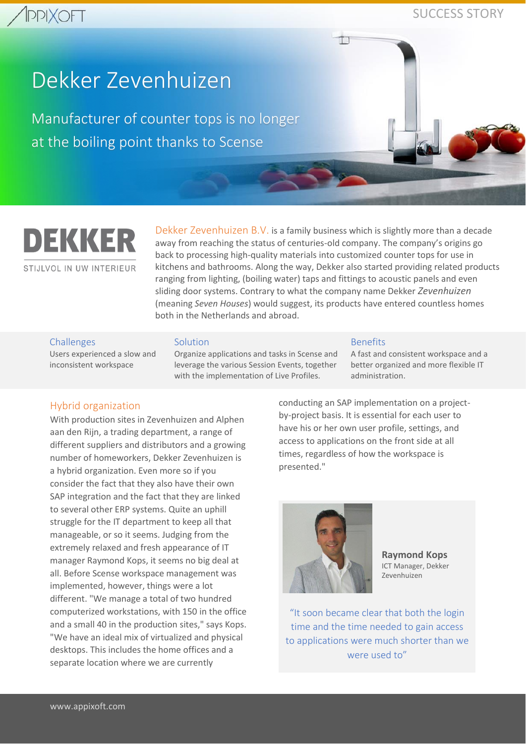# Dekker Zevenhuizen

## Manufacturer of counter tops is no longer at the boiling point thanks to Scense

DEKKER
STIJLVOL IN UW INTERIEUR

Dekker Zevenhuizen B.V. is a family business which is slightly more than a decade away from reaching the status of centuries-old company. The company's origins go back to processing high-quality materials into customized counter tops for use in kitchens and bathrooms. Along the way, Dekker also started providing related products ranging from lighting, (boiling water) taps and fittings to acoustic panels and even sliding door systems. Contrary to what the company name Dekker *Zevenhuizen* (meaning *Seven Houses*) would suggest, its products have entered countless homes both in the Netherlands and abroad.

### Challenges

Users experienced a slow and inconsistent workspace

### Solution

Organize applications and tasks in Scense and leverage the various Session Events, together with the implementation of Live Profiles.

### Benefits

A fast and consistent workspace and a better organized and more flexible IT administration.

## Hybrid organization

With production sites in Zevenhuizen and Alphen aan den Rijn, a trading department, a range of different suppliers and distributors and a growing number of homeworkers, Dekker Zevenhuizen is a hybrid organization. Even more so if you consider the fact that they also have their own SAP integration and the fact that they are linked to several other ERP systems. Quite an uphill struggle for the IT department to keep all that manageable, or so it seems. Judging from the extremely relaxed and fresh appearance of IT manager Raymond Kops, it seems no big deal at all. Before Scense workspace management was implemented, however, things were a lot different. "We manage a total of two hundred computerized workstations, with 150 in the office and a small 40 in the production sites," says Kops. "We have an ideal mix of virtualized and physical desktops. This includes the home offices and a separate location where we are currently conducting an SAP implementation on a project-by-project basis. It is essential for each user to have his or her own user profile, settings, and access to applications on the front side at all times, regardless of how the workspace is presented."

**Raymond Kops**
ICT Manager, Dekker Zevenhuizen

"It soon became clear that both the login time and the time needed to gain access to applications were much shorter than we were used to"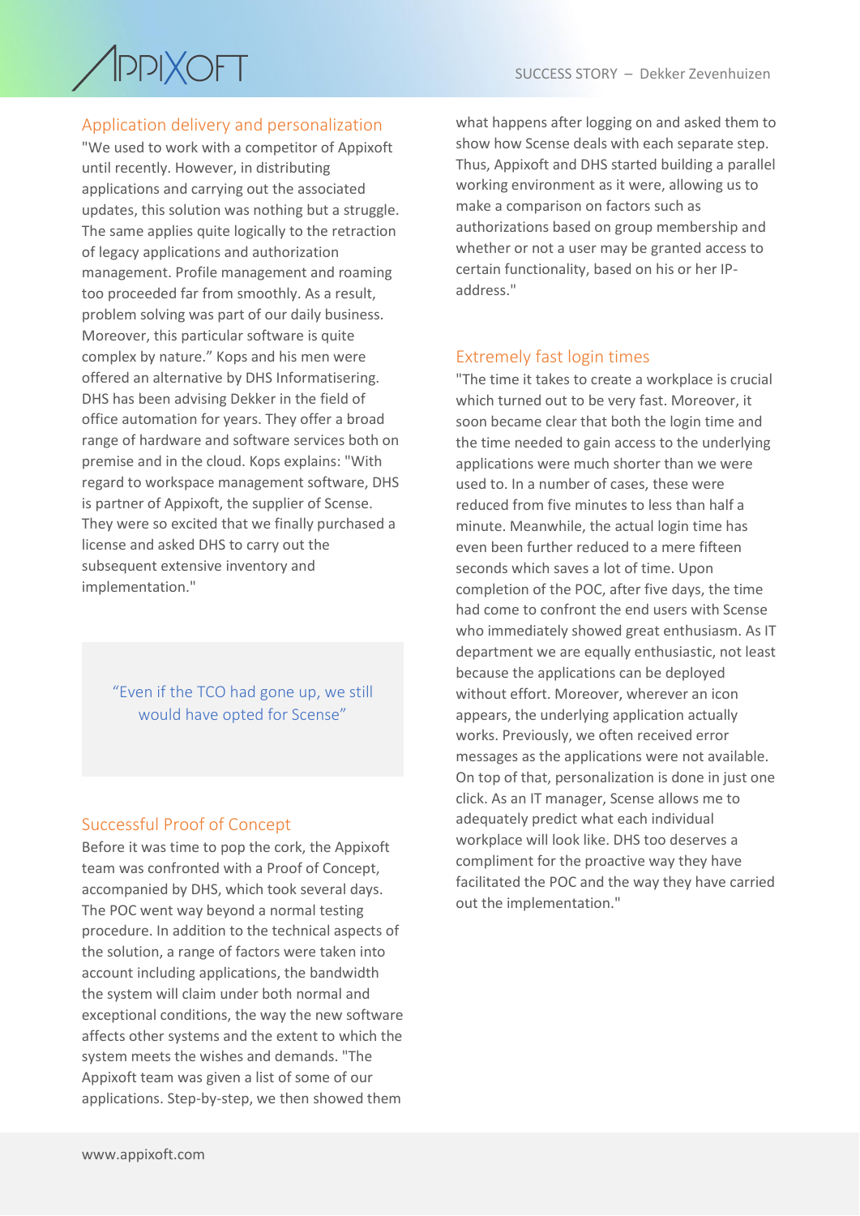## Application delivery and personalization

"We used to work with a competitor of Appixoft until recently. However, in distributing applications and carrying out the associated updates, this solution was nothing but a struggle. The same applies quite logically to the retraction of legacy applications and authorization management. Profile management and roaming too proceeded far from smoothly. As a result, problem solving was part of our daily business. Moreover, this particular software is quite complex by nature." Kops and his men were offered an alternative by DHS Informatisering. DHS has been advising Dekker in the field of office automation for years. They offer a broad range of hardware and software services both on premise and in the cloud. Kops explains: "With regard to workspace management software, DHS is partner of Appixoft, the supplier of Scense. They were so excited that we finally purchased a license and asked DHS to carry out the subsequent extensive inventory and implementation."

> "Even if the TCO had gone up, we still would have opted for Scense"

## Successful Proof of Concept

Before it was time to pop the cork, the Appixoft team was confronted with a Proof of Concept, accompanied by DHS, which took several days. The POC went way beyond a normal testing procedure. In addition to the technical aspects of the solution, a range of factors were taken into account including applications, the bandwidth the system will claim under both normal and exceptional conditions, the way the new software affects other systems and the extent to which the system meets the wishes and demands. "The Appixoft team was given a list of some of our applications. Step-by-step, we then showed them what happens after logging on and asked them to show how Scense deals with each separate step. Thus, Appixoft and DHS started building a parallel working environment as it were, allowing us to make a comparison on factors such as authorizations based on group membership and whether or not a user may be granted access to certain functionality, based on his or her IP-address."

## Extremely fast login times

"The time it takes to create a workplace is crucial which turned out to be very fast. Moreover, it soon became clear that both the login time and the time needed to gain access to the underlying applications were much shorter than we were used to. In a number of cases, these were reduced from five minutes to less than half a minute. Meanwhile, the actual login time has even been further reduced to a mere fifteen seconds which saves a lot of time. Upon completion of the POC, after five days, the time had come to confront the end users with Scense who immediately showed great enthusiasm. As IT department we are equally enthusiastic, not least because the applications can be deployed without effort. Moreover, wherever an icon appears, the underlying application actually works. Previously, we often received error messages as the applications were not available. On top of that, personalization is done in just one click. As an IT manager, Scense allows me to adequately predict what each individual workplace will look like. DHS too deserves a compliment for the proactive way they have facilitated the POC and the way they have carried out the implementation."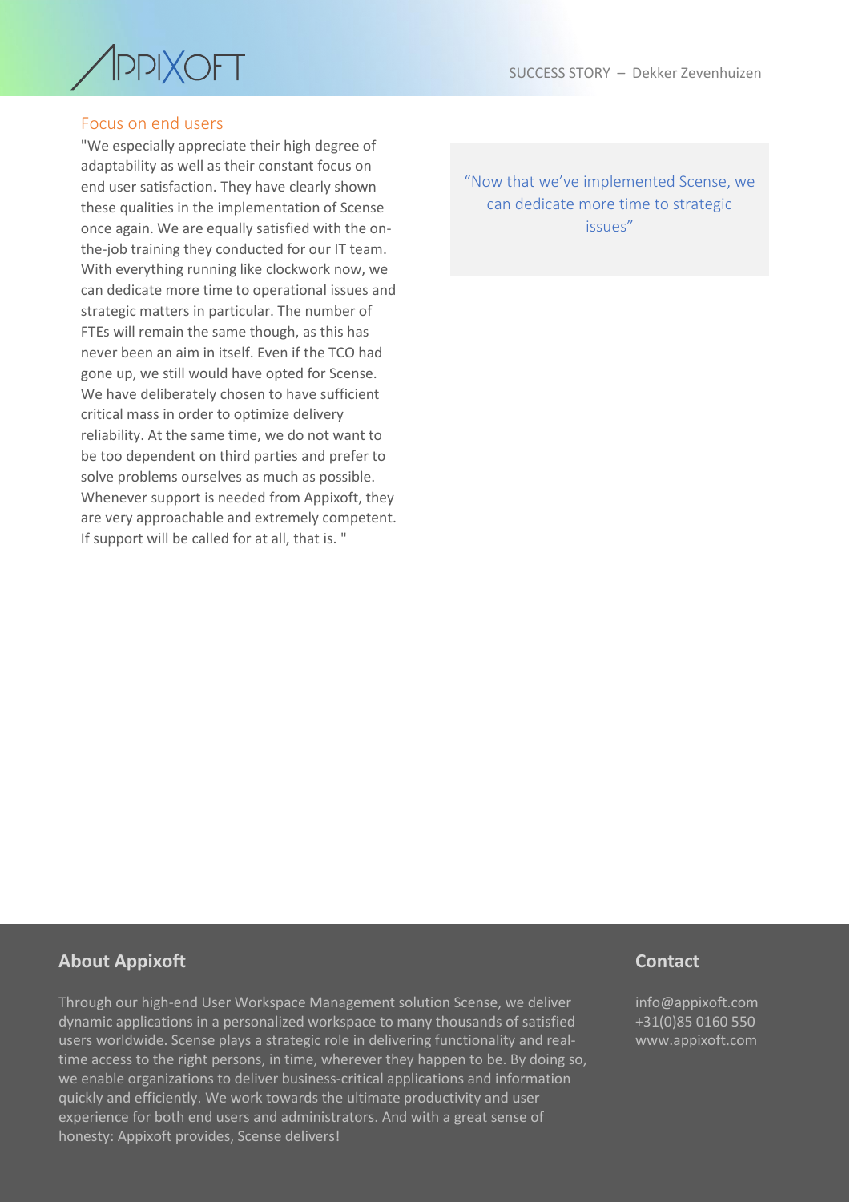## Focus on end users

"We especially appreciate their high degree of adaptability as well as their constant focus on end user satisfaction. They have clearly shown these qualities in the implementation of Scense once again. We are equally satisfied with the on-the-job training they conducted for our IT team. With everything running like clockwork now, we can dedicate more time to operational issues and strategic matters in particular. The number of FTEs will remain the same though, as this has never been an aim in itself. Even if the TCO had gone up, we still would have opted for Scense. We have deliberately chosen to have sufficient critical mass in order to optimize delivery reliability. At the same time, we do not want to be too dependent on third parties and prefer to solve problems ourselves as much as possible. Whenever support is needed from Appixoft, they are very approachable and extremely competent. If support will be called for at all, that is. "

> "Now that we've implemented Scense, we can dedicate more time to strategic issues"

## About Appixoft

Through our high-end User Workspace Management solution Scense, we deliver dynamic applications in a personalized workspace to many thousands of satisfied users worldwide. Scense plays a strategic role in delivering functionality and real-time access to the right persons, in time, wherever they happen to be. By doing so, we enable organizations to deliver business-critical applications and information quickly and efficiently. We work towards the ultimate productivity and user experience for both end users and administrators. And with a great sense of honesty: Appixoft provides, Scense delivers!

## Contact

info@appixoft.com
+31(0)85 0160 550
www.appixoft.com